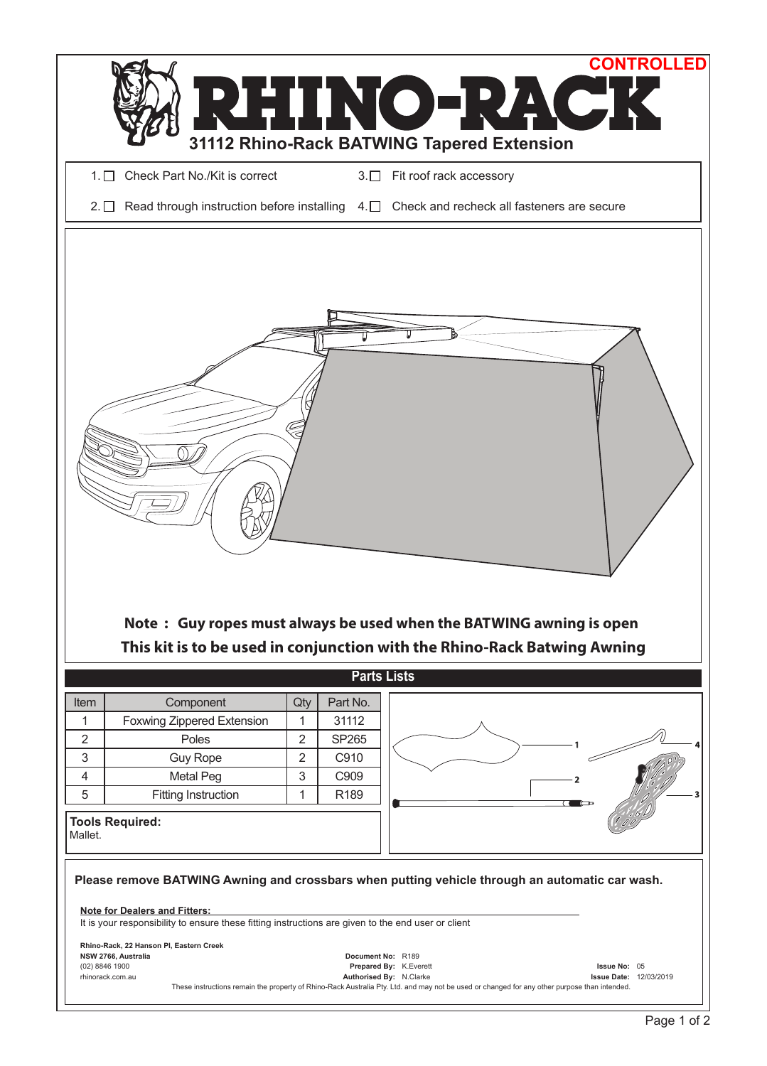CONTROLLED

# RHINO-RACK

## 31112 Rhino-Rack BATWING Tapered Extension

1. ☐ Check Part No./Kit is correct
2. ☐ Read through instruction before installing
3. ☐ Fit roof rack accessory
4. ☐ Check and recheck all fasteners are secure

**Note : Guy ropes must always be used when the BATWING awning is open**

**This kit is to be used in conjunction with the Rhino-Rack Batwing Awning**

## Parts Lists

| Item | Component | Qty | Part No. |
|---|---|---|---|
| 1 | Foxwing Zippered Extension | 1 | 31112 |
| 2 | Poles | 2 | SP265 |
| 3 | Guy Rope | 2 | C910 |
| 4 | Metal Peg | 3 | C909 |
| 5 | Fitting Instruction | 1 | R189 |

**Tools Required:**
Mallet.

**Please remove BATWING Awning and crossbars when putting vehicle through an automatic car wash.**

**Note for Dealers and Fitters:**
It is your responsibility to ensure these fitting instructions are given to the end user or client

**Rhino-Rack, 22 Hanson Pl, Eastern Creek**
**NSW 2766, Australia**
(02) 8846 1900
rhinorack.com.au

**Document No:** R189
**Prepared By:** K.Everett
**Authorised By:** N.Clarke

**Issue No:** 05
**Issue Date:** 12/03/2019

These instructions remain the property of Rhino-Rack Australia Pty. Ltd. and may not be used or changed for any other purpose than intended.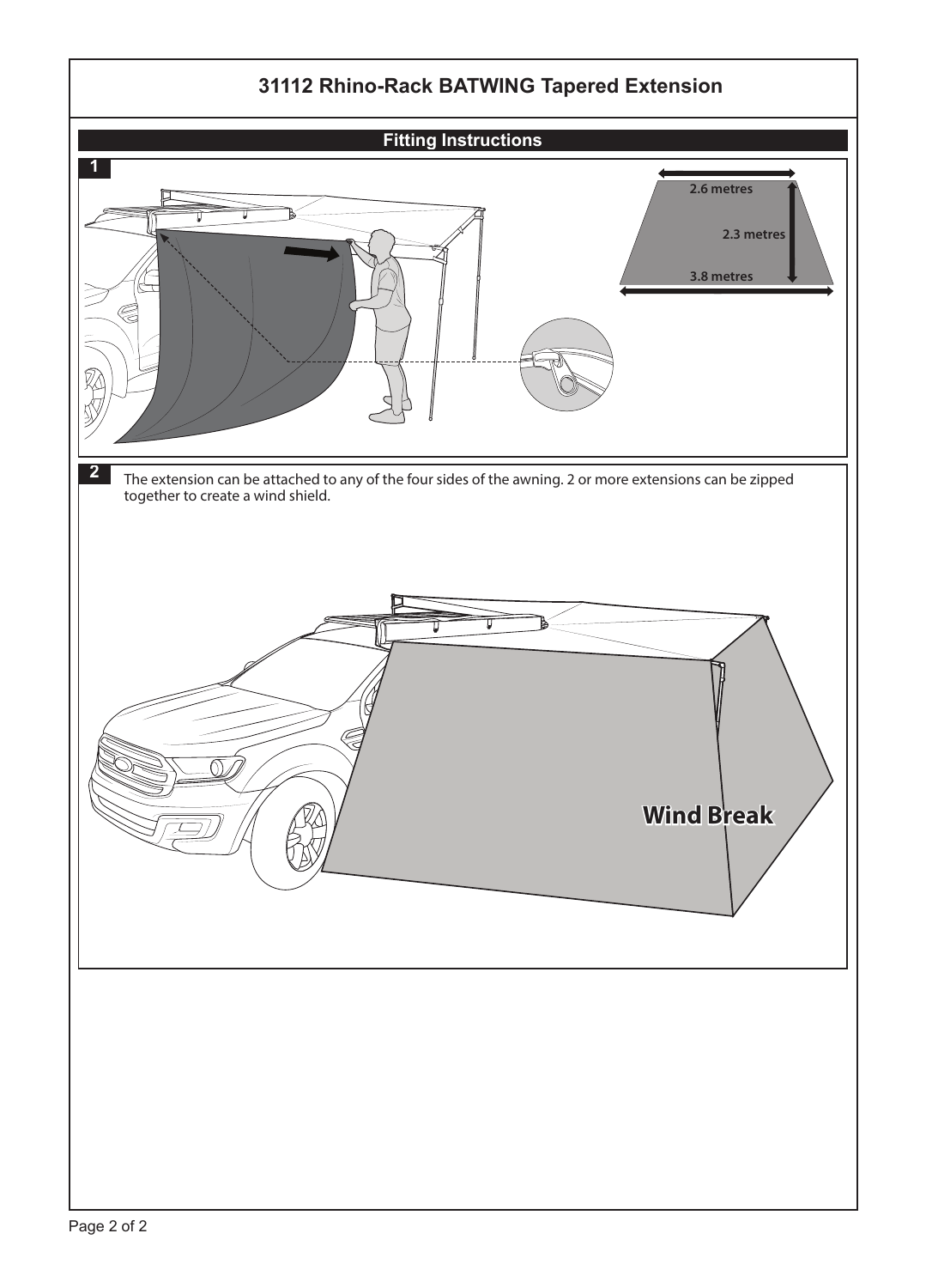# 31112 Rhino-Rack BATWING Tapered Extension

## Fitting Instructions

**1**

2.6 metres

2.3 metres

3.8 metres

**2**

The extension can be attached to any of the four sides of the awning. 2 or more extensions can be zipped together to create a wind shield.

**Wind Break**